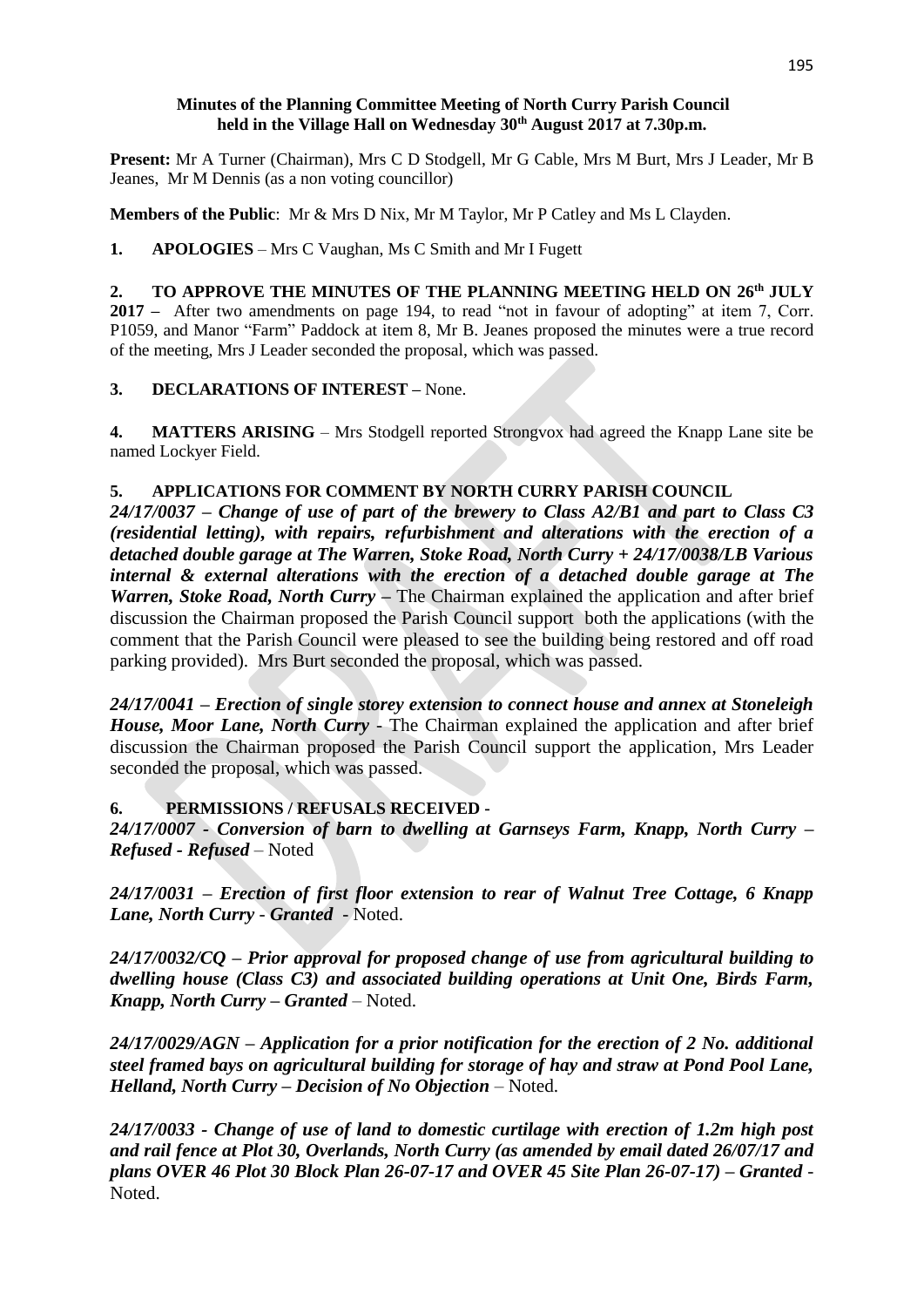**Minutes of the Planning Committee Meeting of North Curry Parish Council held in the Village Hall on Wednesday 30th August 2017 at 7.30p.m.**

**Present:** Mr A Turner (Chairman), Mrs C D Stodgell, Mr G Cable, Mrs M Burt, Mrs J Leader, Mr B Jeanes, Mr M Dennis (as a non voting councillor)

**Members of the Public**: Mr & Mrs D Nix, Mr M Taylor, Mr P Catley and Ms L Clayden.

**1. APOLOGIES** – Mrs C Vaughan, Ms C Smith and Mr I Fugett

**2. TO APPROVE THE MINUTES OF THE PLANNING MEETING HELD ON 26th JULY 2017 –** After two amendments on page 194, to read "not in favour of adopting" at item 7, Corr. P1059, and Manor "Farm" Paddock at item 8, Mr B. Jeanes proposed the minutes were a true record of the meeting, Mrs J Leader seconded the proposal, which was passed.

**3. DECLARATIONS OF INTEREST –** None.

**4. MATTERS ARISING** – Mrs Stodgell reported Strongvox had agreed the Knapp Lane site be named Lockyer Field.

**5. APPLICATIONS FOR COMMENT BY NORTH CURRY PARISH COUNCIL**

***24/17/0037 – Change of use of part of the brewery to Class A2/B1 and part to Class C3 (residential letting), with repairs, refurbishment and alterations with the erection of a detached double garage at The Warren, Stoke Road, North Curry + 24/17/0038/LB Various internal & external alterations with the erection of a detached double garage at The Warren, Stoke Road, North Curry –*** The Chairman explained the application and after brief discussion the Chairman proposed the Parish Council support both the applications (with the comment that the Parish Council were pleased to see the building being restored and off road parking provided). Mrs Burt seconded the proposal, which was passed.

***24/17/0041 – Erection of single storey extension to connect house and annex at Stoneleigh House, Moor Lane, North Curry*** - The Chairman explained the application and after brief discussion the Chairman proposed the Parish Council support the application, Mrs Leader seconded the proposal, which was passed.

**6. PERMISSIONS / REFUSALS RECEIVED -**

***24/17/0007 - Conversion of barn to dwelling at Garnseys Farm, Knapp, North Curry – Refused - Refused*** – Noted

***24/17/0031 – Erection of first floor extension to rear of Walnut Tree Cottage, 6 Knapp Lane, North Curry - Granted*** - Noted.

***24/17/0032/CQ – Prior approval for proposed change of use from agricultural building to dwelling house (Class C3) and associated building operations at Unit One, Birds Farm, Knapp, North Curry – Granted*** – Noted.

***24/17/0029/AGN – Application for a prior notification for the erection of 2 No. additional steel framed bays on agricultural building for storage of hay and straw at Pond Pool Lane, Helland, North Curry – Decision of No Objection*** – Noted.

***24/17/0033 - Change of use of land to domestic curtilage with erection of 1.2m high post and rail fence at Plot 30, Overlands, North Curry (as amended by email dated 26/07/17 and plans OVER 46 Plot 30 Block Plan 26-07-17 and OVER 45 Site Plan 26-07-17) – Granted*** - Noted.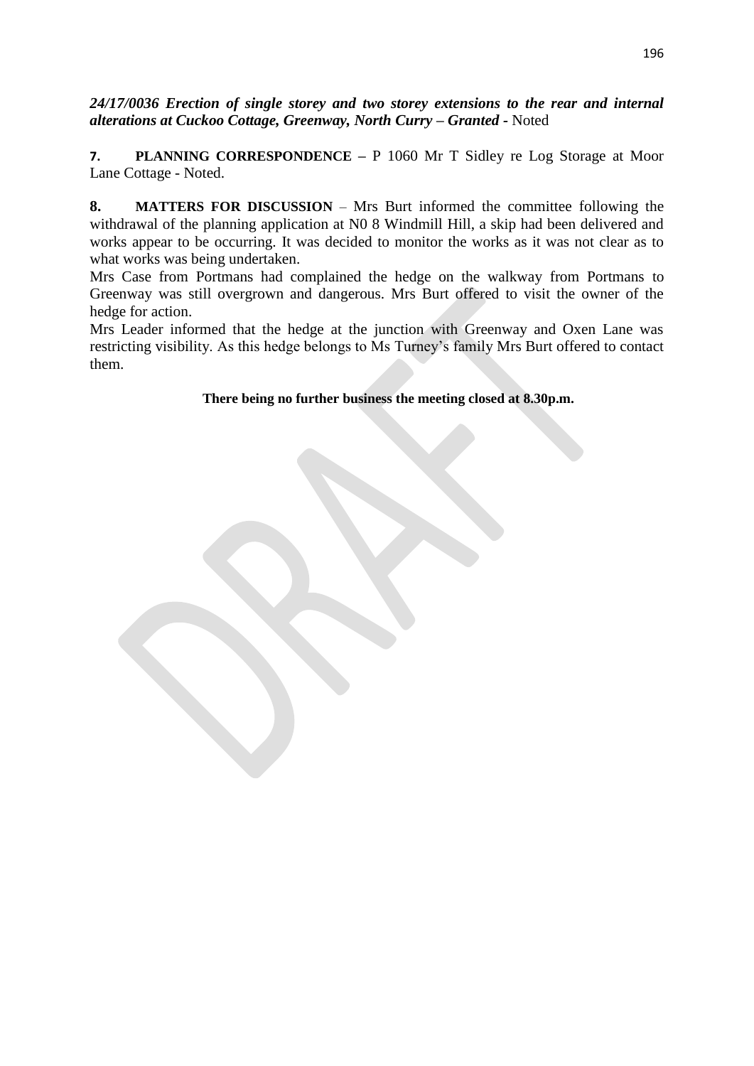***24/17/0036 Erection of single storey and two storey extensions to the rear and internal alterations at Cuckoo Cottage, Greenway, North Curry – Granted*** - Noted

**7. PLANNING CORRESPONDENCE –** P 1060 Mr T Sidley re Log Storage at Moor Lane Cottage - Noted.

**8. MATTERS FOR DISCUSSION** – Mrs Burt informed the committee following the withdrawal of the planning application at N0 8 Windmill Hill, a skip had been delivered and works appear to be occurring. It was decided to monitor the works as it was not clear as to what works was being undertaken.

Mrs Case from Portmans had complained the hedge on the walkway from Portmans to Greenway was still overgrown and dangerous. Mrs Burt offered to visit the owner of the hedge for action.

Mrs Leader informed that the hedge at the junction with Greenway and Oxen Lane was restricting visibility. As this hedge belongs to Ms Turney's family Mrs Burt offered to contact them.

**There being no further business the meeting closed at 8.30p.m.**